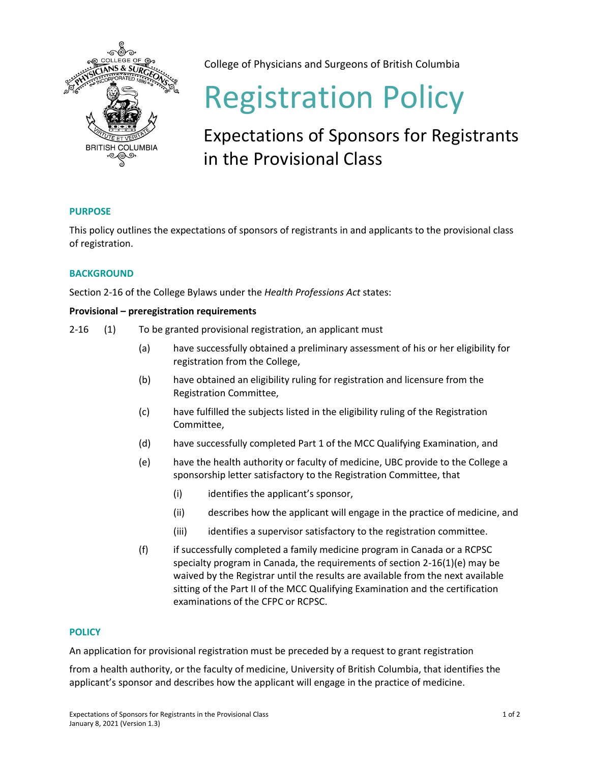College of Physicians and Surgeons of British Columbia

# Registration Policy

## Expectations of Sponsors for Registrants in the Provisional Class

### PURPOSE

This policy outlines the expectations of sponsors of registrants in and applicants to the provisional class of registration.

### BACKGROUND

Section 2-16 of the College Bylaws under the *Health Professions Act* states:

**Provisional – preregistration requirements**

2-16 (1) To be granted provisional registration, an applicant must

- (a) have successfully obtained a preliminary assessment of his or her eligibility for registration from the College,
- (b) have obtained an eligibility ruling for registration and licensure from the Registration Committee,
- (c) have fulfilled the subjects listed in the eligibility ruling of the Registration Committee,
- (d) have successfully completed Part 1 of the MCC Qualifying Examination, and
- (e) have the health authority or faculty of medicine, UBC provide to the College a sponsorship letter satisfactory to the Registration Committee, that
  - (i) identifies the applicant's sponsor,
  - (ii) describes how the applicant will engage in the practice of medicine, and
  - (iii) identifies a supervisor satisfactory to the registration committee.
- (f) if successfully completed a family medicine program in Canada or a RCPSC specialty program in Canada, the requirements of section 2-16(1)(e) may be waived by the Registrar until the results are available from the next available sitting of the Part II of the MCC Qualifying Examination and the certification examinations of the CFPC or RCPSC.

### POLICY

An application for provisional registration must be preceded by a request to grant registration

from a health authority, or the faculty of medicine, University of British Columbia, that identifies the applicant's sponsor and describes how the applicant will engage in the practice of medicine.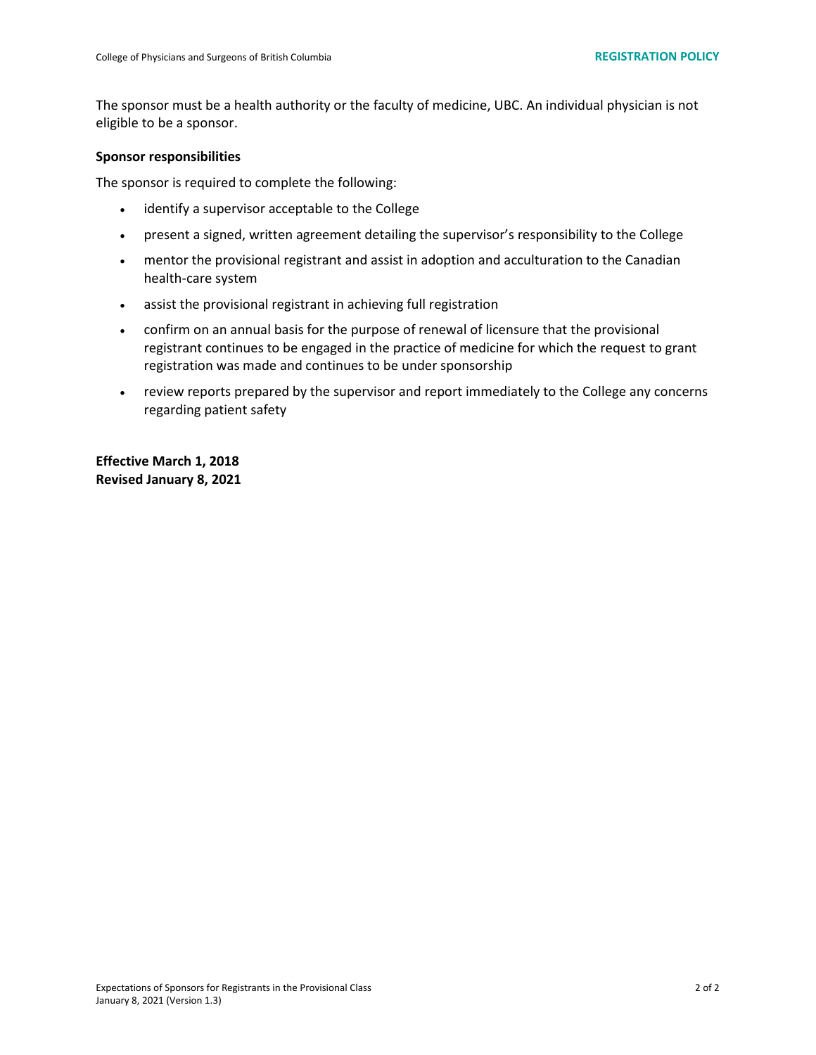The sponsor must be a health authority or the faculty of medicine, UBC. An individual physician is not eligible to be a sponsor.

### Sponsor responsibilities

The sponsor is required to complete the following:

- identify a supervisor acceptable to the College
- present a signed, written agreement detailing the supervisor's responsibility to the College
- mentor the provisional registrant and assist in adoption and acculturation to the Canadian health-care system
- assist the provisional registrant in achieving full registration
- confirm on an annual basis for the purpose of renewal of licensure that the provisional registrant continues to be engaged in the practice of medicine for which the request to grant registration was made and continues to be under sponsorship
- review reports prepared by the supervisor and report immediately to the College any concerns regarding patient safety

**Effective March 1, 2018**
**Revised January 8, 2021**